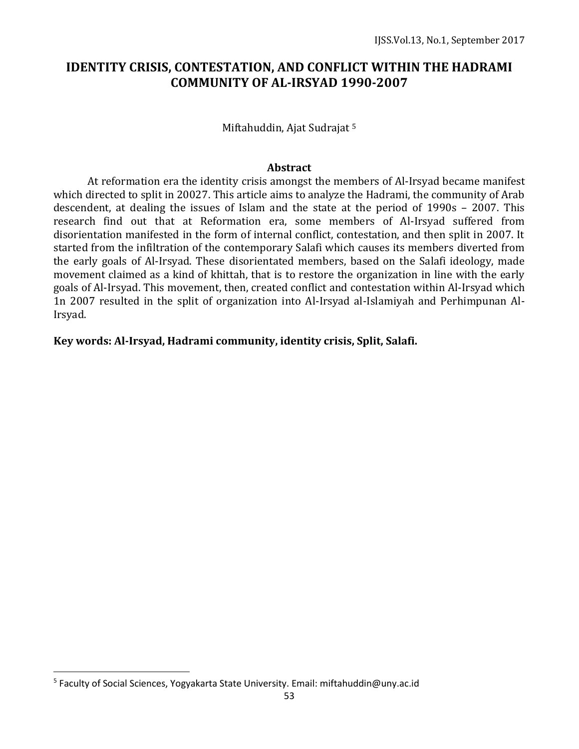# IDENTITY CRISIS, CONTESTATION, AND CONFLICT WITHIN THE HADRAMI COMMUNITY OF AL-IRSYAD 1990-2007

Miftahuddin, Ajat Sudrajat [5]

## Abstract

At reformation era the identity crisis amongst the members of Al-Irsyad became manifest which directed to split in 20027. This article aims to analyze the Hadrami, the community of Arab descendent, at dealing the issues of Islam and the state at the period of 1990s – 2007. This research find out that at Reformation era, some members of Al-Irsyad suffered from disorientation manifested in the form of internal conflict, contestation, and then split in 2007. It started from the infiltration of the contemporary Salafi which causes its members diverted from the early goals of Al-Irsyad. These disorientated members, based on the Salafi ideology, made movement claimed as a kind of khittah, that is to restore the organization in line with the early goals of Al-Irsyad. This movement, then, created conflict and contestation within Al-Irsyad which 1n 2007 resulted in the split of organization into Al-Irsyad al-Islamiyah and Perhimpunan Al-Irsyad.

**Key words: Al-Irsyad, Hadrami community, identity crisis, Split, Salafi.**

---

[5] Faculty of Social Sciences, Yogyakarta State University. Email: miftahuddin@uny.ac.id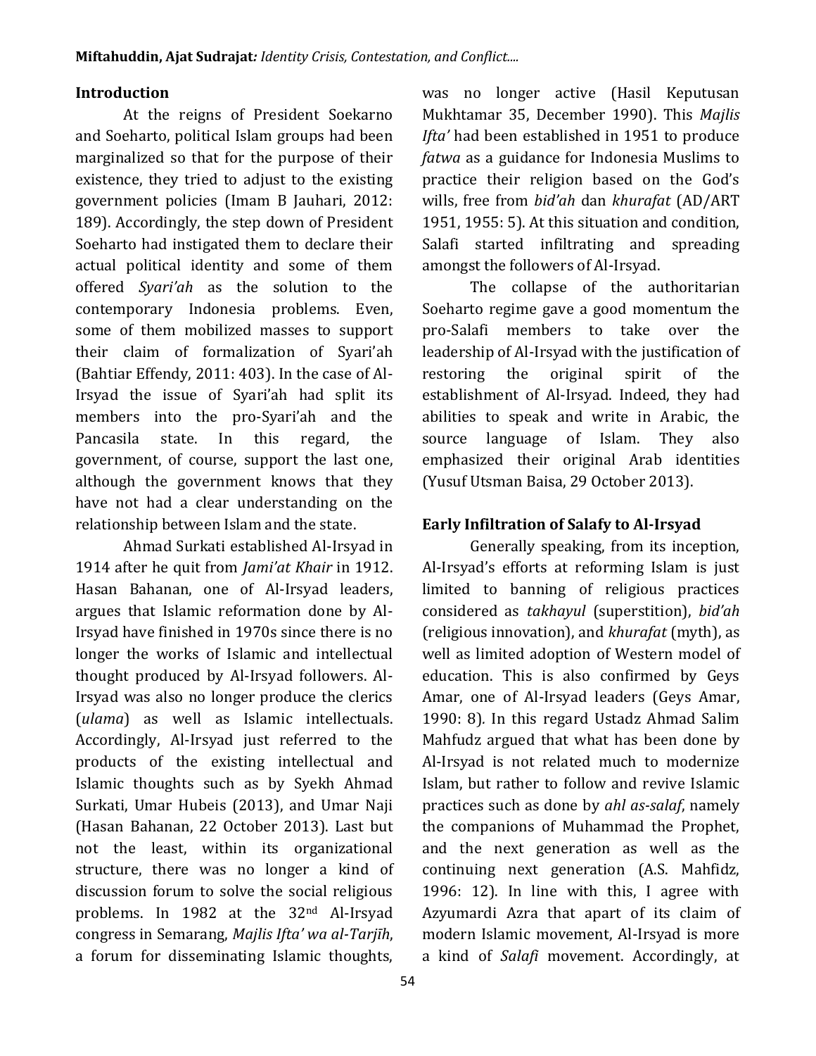## Introduction

At the reigns of President Soekarno and Soeharto, political Islam groups had been marginalized so that for the purpose of their existence, they tried to adjust to the existing government policies (Imam B Jauhari, 2012: 189). Accordingly, the step down of President Soeharto had instigated them to declare their actual political identity and some of them offered *Syari'ah* as the solution to the contemporary Indonesia problems. Even, some of them mobilized masses to support their claim of formalization of Syari'ah (Bahtiar Effendy, 2011: 403). In the case of Al-Irsyad the issue of Syari'ah had split its members into the pro-Syari'ah and the Pancasila state. In this regard, the government, of course, support the last one, although the government knows that they have not had a clear understanding on the relationship between Islam and the state.

Ahmad Surkati established Al-Irsyad in 1914 after he quit from *Jami'at Khair* in 1912. Hasan Bahanan, one of Al-Irsyad leaders, argues that Islamic reformation done by Al-Irsyad have finished in 1970s since there is no longer the works of Islamic and intellectual thought produced by Al-Irsyad followers. Al-Irsyad was also no longer produce the clerics (*ulama*) as well as Islamic intellectuals. Accordingly, Al-Irsyad just referred to the products of the existing intellectual and Islamic thoughts such as by Syekh Ahmad Surkati, Umar Hubeis (2013), and Umar Naji (Hasan Bahanan, 22 October 2013). Last but not the least, within its organizational structure, there was no longer a kind of discussion forum to solve the social religious problems. In 1982 at the 32nd Al-Irsyad congress in Semarang, *Majlis Ifta' wa al-Tarjīh*, a forum for disseminating Islamic thoughts, was no longer active (Hasil Keputusan Mukhtamar 35, December 1990). This *Majlis Ifta'* had been established in 1951 to produce *fatwa* as a guidance for Indonesia Muslims to practice their religion based on the God's wills, free from *bid'ah* dan *khurafat* (AD/ART 1951, 1955: 5). At this situation and condition, Salafi started infiltrating and spreading amongst the followers of Al-Irsyad.

The collapse of the authoritarian Soeharto regime gave a good momentum the pro-Salafi members to take over the leadership of Al-Irsyad with the justification of restoring the original spirit of the establishment of Al-Irsyad. Indeed, they had abilities to speak and write in Arabic, the source language of Islam. They also emphasized their original Arab identities (Yusuf Utsman Baisa, 29 October 2013).

## Early Infiltration of Salafy to Al-Irsyad

Generally speaking, from its inception, Al-Irsyad's efforts at reforming Islam is just limited to banning of religious practices considered as *takhayul* (superstition), *bid'ah* (religious innovation), and *khurafat* (myth), as well as limited adoption of Western model of education. This is also confirmed by Geys Amar, one of Al-Irsyad leaders (Geys Amar, 1990: 8). In this regard Ustadz Ahmad Salim Mahfudz argued that what has been done by Al-Irsyad is not related much to modernize Islam, but rather to follow and revive Islamic practices such as done by *ahl as-salaf*, namely the companions of Muhammad the Prophet, and the next generation as well as the continuing next generation (A.S. Mahfidz, 1996: 12). In line with this, I agree with Azyumardi Azra that apart of its claim of modern Islamic movement, Al-Irsyad is more a kind of *Salafi* movement. Accordingly, at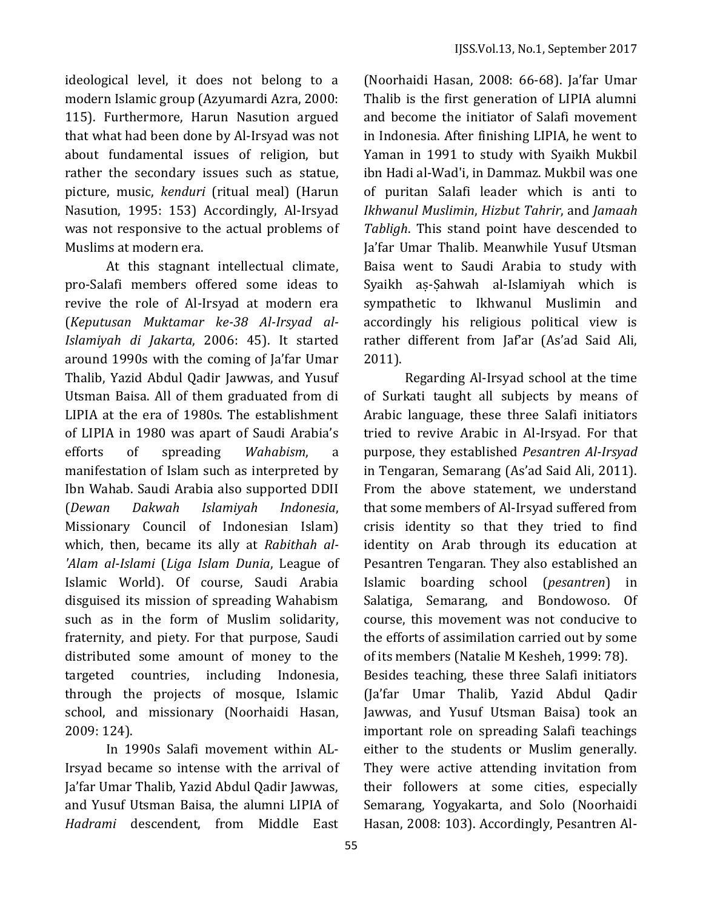ideological level, it does not belong to a modern Islamic group (Azyumardi Azra, 2000: 115). Furthermore, Harun Nasution argued that what had been done by Al-Irsyad was not about fundamental issues of religion, but rather the secondary issues such as statue, picture, music, *kenduri* (ritual meal) (Harun Nasution, 1995: 153) Accordingly, Al-Irsyad was not responsive to the actual problems of Muslims at modern era.

At this stagnant intellectual climate, pro-Salafi members offered some ideas to revive the role of Al-Irsyad at modern era (*Keputusan Muktamar ke-38 Al-Irsyad al-Islamiyah di Jakarta*, 2006: 45). It started around 1990s with the coming of Ja'far Umar Thalib, Yazid Abdul Qadir Jawwas, and Yusuf Utsman Baisa. All of them graduated from di LIPIA at the era of 1980s. The establishment of LIPIA in 1980 was apart of Saudi Arabia's efforts of spreading *Wahabism*, a manifestation of Islam such as interpreted by Ibn Wahab. Saudi Arabia also supported DDII (*Dewan Dakwah Islamiyah Indonesia*, Missionary Council of Indonesian Islam) which, then, became its ally at *Rabithah al-'Alam al-Islami* (*Liga Islam Dunia*, League of Islamic World). Of course, Saudi Arabia disguised its mission of spreading Wahabism such as in the form of Muslim solidarity, fraternity, and piety. For that purpose, Saudi distributed some amount of money to the targeted countries, including Indonesia, through the projects of mosque, Islamic school, and missionary (Noorhaidi Hasan, 2009: 124).

In 1990s Salafi movement within AL-Irsyad became so intense with the arrival of Ja'far Umar Thalib, Yazid Abdul Qadir Jawwas, and Yusuf Utsman Baisa, the alumni LIPIA of *Hadrami* descendent, from Middle East (Noorhaidi Hasan, 2008: 66-68). Ja'far Umar Thalib is the first generation of LIPIA alumni and become the initiator of Salafi movement in Indonesia. After finishing LIPIA, he went to Yaman in 1991 to study with Syaikh Mukbil ibn Hadi al-Wad'i, in Dammaz. Mukbil was one of puritan Salafi leader which is anti to *Ikhwanul Muslimin*, *Hizbut Tahrir*, and *Jamaah Tabligh*. This stand point have descended to Ja'far Umar Thalib. Meanwhile Yusuf Utsman Baisa went to Saudi Arabia to study with Syaikh aṣ-Ṣahwah al-Islamiyah which is sympathetic to Ikhwanul Muslimin and accordingly his religious political view is rather different from Jaf'ar (As'ad Said Ali, 2011).

Regarding Al-Irsyad school at the time of Surkati taught all subjects by means of Arabic language, these three Salafi initiators tried to revive Arabic in Al-Irsyad. For that purpose, they established *Pesantren Al-Irsyad* in Tengaran, Semarang (As'ad Said Ali, 2011). From the above statement, we understand that some members of Al-Irsyad suffered from crisis identity so that they tried to find identity on Arab through its education at Pesantren Tengaran. They also established an Islamic boarding school (*pesantren*) in Salatiga, Semarang, and Bondowoso. Of course, this movement was not conducive to the efforts of assimilation carried out by some of its members (Natalie M Kesheh, 1999: 78).

Besides teaching, these three Salafi initiators (Ja'far Umar Thalib, Yazid Abdul Qadir Jawwas, and Yusuf Utsman Baisa) took an important role on spreading Salafi teachings either to the students or Muslim generally. They were active attending invitation from their followers at some cities, especially Semarang, Yogyakarta, and Solo (Noorhaidi Hasan, 2008: 103). Accordingly, Pesantren Al-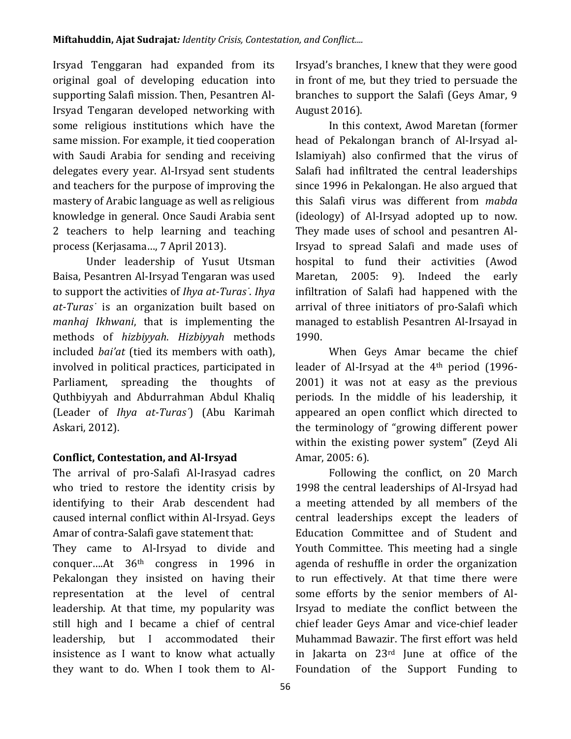Irsyad Tenggaran had expanded from its original goal of developing education into supporting Salafi mission. Then, Pesantren Al-Irsyad Tengaran developed networking with some religious institutions which have the same mission. For example, it tied cooperation with Saudi Arabia for sending and receiving delegates every year. Al-Irsyad sent students and teachers for the purpose of improving the mastery of Arabic language as well as religious knowledge in general. Once Saudi Arabia sent 2 teachers to help learning and teaching process (Kerjasama…, 7 April 2013).

Under leadership of Yusut Utsman Baisa, Pesantren Al-Irsyad Tengaran was used to support the activities of *Ihya at-Turas˙*. *Ihya at-Turas˙* is an organization built based on *manhaj Ikhwani*, that is implementing the methods of *hizbiyyah*. *Hizbiyyah* methods included *bai'at* (tied its members with oath), involved in political practices, participated in Parliament, spreading the thoughts of Quthbiyyah and Abdurrahman Abdul Khaliq (Leader of *Ihya at-Turas˙*) (Abu Karimah Askari, 2012).

## Conflict, Contestation, and Al-Irsyad

The arrival of pro-Salafi Al-Irasyad cadres who tried to restore the identity crisis by identifying to their Arab descendent had caused internal conflict within Al-Irsyad. Geys Amar of contra-Salafi gave statement that:

They came to Al-Irsyad to divide and conquer….At 36th congress in 1996 in Pekalongan they insisted on having their representation at the level of central leadership. At that time, my popularity was still high and I became a chief of central leadership, but I accommodated their insistence as I want to know what actually they want to do. When I took them to Al-Irsyad's branches, I knew that they were good in front of me, but they tried to persuade the branches to support the Salafi (Geys Amar, 9 August 2016).

In this context, Awod Maretan (former head of Pekalongan branch of Al-Irsyad al-Islamiyah) also confirmed that the virus of Salafi had infiltrated the central leaderships since 1996 in Pekalongan. He also argued that this Salafi virus was different from *mabda* (ideology) of Al-Irsyad adopted up to now. They made uses of school and pesantren Al-Irsyad to spread Salafi and made uses of hospital to fund their activities (Awod Maretan, 2005: 9). Indeed the early infiltration of Salafi had happened with the arrival of three initiators of pro-Salafi which managed to establish Pesantren Al-Irsayad in 1990.

When Geys Amar became the chief leader of Al-Irsyad at the 4th period (1996-2001) it was not at easy as the previous periods. In the middle of his leadership, it appeared an open conflict which directed to the terminology of "growing different power within the existing power system" (Zeyd Ali Amar, 2005: 6).

Following the conflict, on 20 March 1998 the central leaderships of Al-Irsyad had a meeting attended by all members of the central leaderships except the leaders of Education Committee and of Student and Youth Committee. This meeting had a single agenda of reshuffle in order the organization to run effectively. At that time there were some efforts by the senior members of Al-Irsyad to mediate the conflict between the chief leader Geys Amar and vice-chief leader Muhammad Bawazir. The first effort was held in Jakarta on 23rd June at office of the Foundation of the Support Funding to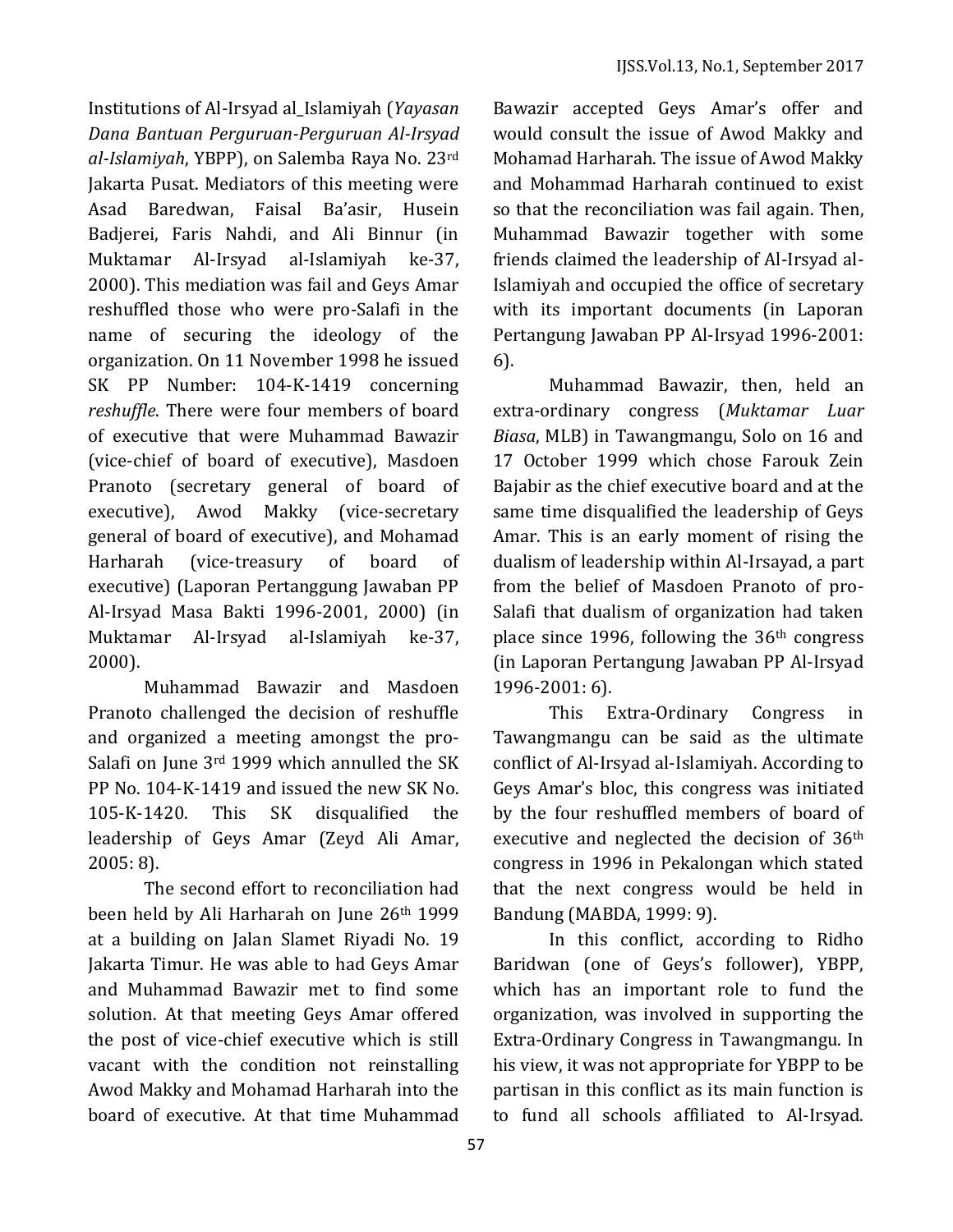Institutions of Al-Irsyad al_Islamiyah (*Yayasan Dana Bantuan Perguruan-Perguruan Al-Irsyad al-Islamiyah*, YBPP), on Salemba Raya No. 23rd Jakarta Pusat. Mediators of this meeting were Asad Baredwan, Faisal Ba'asir, Husein Badjerei, Faris Nahdi, and Ali Binnur (in Muktamar Al-Irsyad al-Islamiyah ke-37, 2000). This mediation was fail and Geys Amar reshuffled those who were pro-Salafi in the name of securing the ideology of the organization. On 11 November 1998 he issued SK PP Number: 104-K-1419 concerning *reshuffle*. There were four members of board of executive that were Muhammad Bawazir (vice-chief of board of executive), Masdoen Pranoto (secretary general of board of executive), Awod Makky (vice-secretary general of board of executive), and Mohamad Harharah (vice-treasury of board of executive) (Laporan Pertanggung Jawaban PP Al-Irsyad Masa Bakti 1996-2001, 2000) (in Muktamar Al-Irsyad al-Islamiyah ke-37, 2000).

Muhammad Bawazir and Masdoen Pranoto challenged the decision of reshuffle and organized a meeting amongst the pro-Salafi on June 3rd 1999 which annulled the SK PP No. 104-K-1419 and issued the new SK No. 105-K-1420. This SK disqualified the leadership of Geys Amar (Zeyd Ali Amar, 2005: 8).

The second effort to reconciliation had been held by Ali Harharah on June 26th 1999 at a building on Jalan Slamet Riyadi No. 19 Jakarta Timur. He was able to had Geys Amar and Muhammad Bawazir met to find some solution. At that meeting Geys Amar offered the post of vice-chief executive which is still vacant with the condition not reinstalling Awod Makky and Mohamad Harharah into the board of executive. At that time Muhammad Bawazir accepted Geys Amar's offer and would consult the issue of Awod Makky and Mohamad Harharah. The issue of Awod Makky and Mohammad Harharah continued to exist so that the reconciliation was fail again. Then, Muhammad Bawazir together with some friends claimed the leadership of Al-Irsyad al-Islamiyah and occupied the office of secretary with its important documents (in Laporan Pertangung Jawaban PP Al-Irsyad 1996-2001: 6).

Muhammad Bawazir, then, held an extra-ordinary congress (*Muktamar Luar Biasa*, MLB) in Tawangmangu, Solo on 16 and 17 October 1999 which chose Farouk Zein Bajabir as the chief executive board and at the same time disqualified the leadership of Geys Amar. This is an early moment of rising the dualism of leadership within Al-Irsayad, a part from the belief of Masdoen Pranoto of pro-Salafi that dualism of organization had taken place since 1996, following the 36th congress (in Laporan Pertangung Jawaban PP Al-Irsyad 1996-2001: 6).

This Extra-Ordinary Congress in Tawangmangu can be said as the ultimate conflict of Al-Irsyad al-Islamiyah. According to Geys Amar's bloc, this congress was initiated by the four reshuffled members of board of executive and neglected the decision of 36th congress in 1996 in Pekalongan which stated that the next congress would be held in Bandung (MABDA, 1999: 9).

In this conflict, according to Ridho Baridwan (one of Geys's follower), YBPP, which has an important role to fund the organization, was involved in supporting the Extra-Ordinary Congress in Tawangmangu. In his view, it was not appropriate for YBPP to be partisan in this conflict as its main function is to fund all schools affiliated to Al-Irsyad.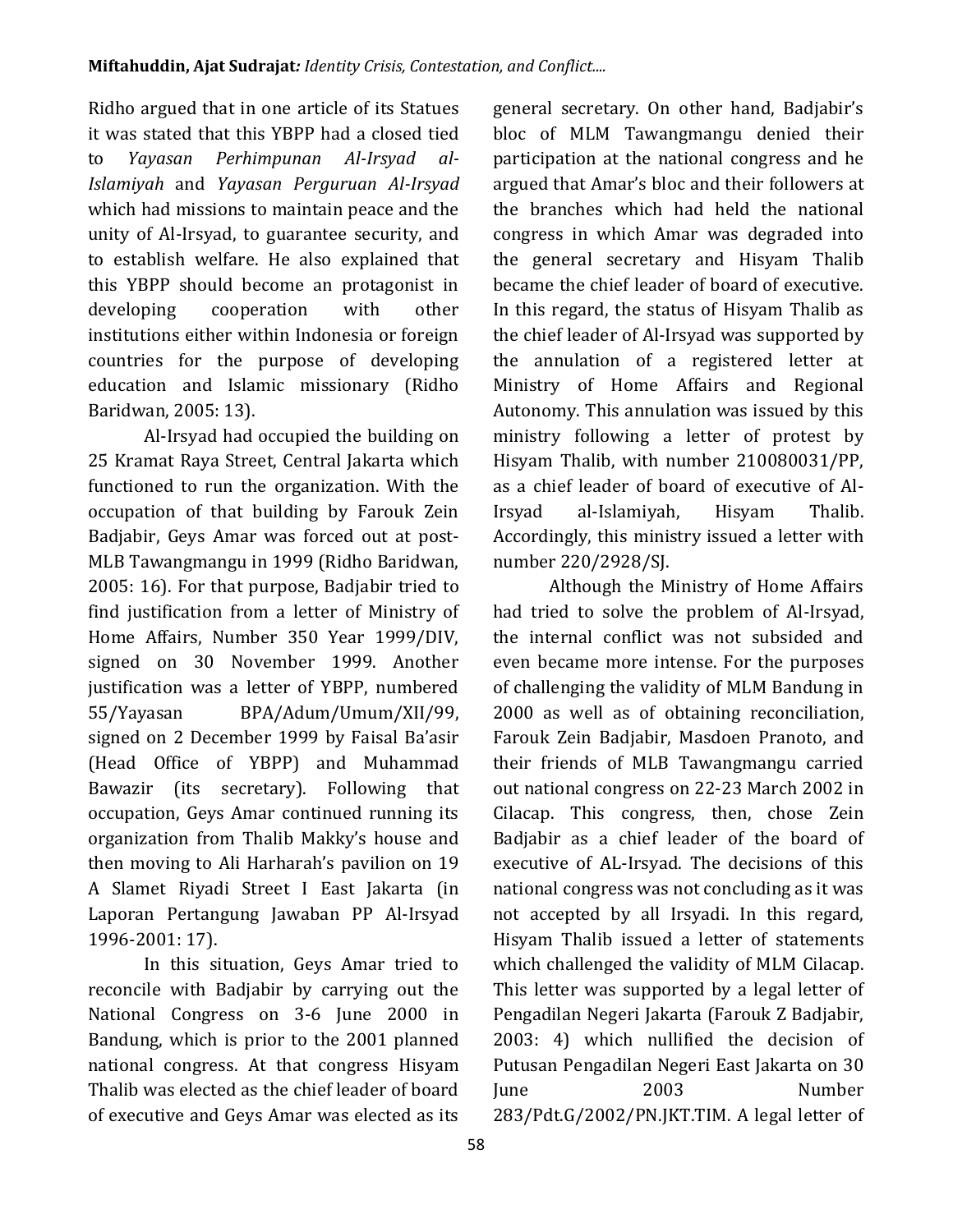Ridho argued that in one article of its Statues it was stated that this YBPP had a closed tied to *Yayasan Perhimpunan Al-Irsyad al-Islamiyah* and *Yayasan Perguruan Al-Irsyad* which had missions to maintain peace and the unity of Al-Irsyad, to guarantee security, and to establish welfare. He also explained that this YBPP should become an protagonist in developing cooperation with other institutions either within Indonesia or foreign countries for the purpose of developing education and Islamic missionary (Ridho Baridwan, 2005: 13).

Al-Irsyad had occupied the building on 25 Kramat Raya Street, Central Jakarta which functioned to run the organization. With the occupation of that building by Farouk Zein Badjabir, Geys Amar was forced out at post-MLB Tawangmangu in 1999 (Ridho Baridwan, 2005: 16). For that purpose, Badjabir tried to find justification from a letter of Ministry of Home Affairs, Number 350 Year 1999/DIV, signed on 30 November 1999. Another justification was a letter of YBPP, numbered 55/Yayasan BPA/Adum/Umum/XII/99, signed on 2 December 1999 by Faisal Ba'asir (Head Office of YBPP) and Muhammad Bawazir (its secretary). Following that occupation, Geys Amar continued running its organization from Thalib Makky's house and then moving to Ali Harharah's pavilion on 19 A Slamet Riyadi Street I East Jakarta (in Laporan Pertangung Jawaban PP Al-Irsyad 1996-2001: 17).

In this situation, Geys Amar tried to reconcile with Badjabir by carrying out the National Congress on 3-6 June 2000 in Bandung, which is prior to the 2001 planned national congress. At that congress Hisyam Thalib was elected as the chief leader of board of executive and Geys Amar was elected as its general secretary. On other hand, Badjabir's bloc of MLM Tawangmangu denied their participation at the national congress and he argued that Amar's bloc and their followers at the branches which had held the national congress in which Amar was degraded into the general secretary and Hisyam Thalib became the chief leader of board of executive. In this regard, the status of Hisyam Thalib as the chief leader of Al-Irsyad was supported by the annulation of a registered letter at Ministry of Home Affairs and Regional Autonomy. This annulation was issued by this ministry following a letter of protest by Hisyam Thalib, with number 210080031/PP, as a chief leader of board of executive of Al-Irsyad al-Islamiyah, Hisyam Thalib. Accordingly, this ministry issued a letter with number 220/2928/SJ.

Although the Ministry of Home Affairs had tried to solve the problem of Al-Irsyad, the internal conflict was not subsided and even became more intense. For the purposes of challenging the validity of MLM Bandung in 2000 as well as of obtaining reconciliation, Farouk Zein Badjabir, Masdoen Pranoto, and their friends of MLB Tawangmangu carried out national congress on 22-23 March 2002 in Cilacap. This congress, then, chose Zein Badjabir as a chief leader of the board of executive of AL-Irsyad. The decisions of this national congress was not concluding as it was not accepted by all Irsyadi. In this regard, Hisyam Thalib issued a letter of statements which challenged the validity of MLM Cilacap. This letter was supported by a legal letter of Pengadilan Negeri Jakarta (Farouk Z Badjabir, 2003: 4) which nullified the decision of Putusan Pengadilan Negeri East Jakarta on 30 June 2003 Number 283/Pdt.G/2002/PN.JKT.TIM. A legal letter of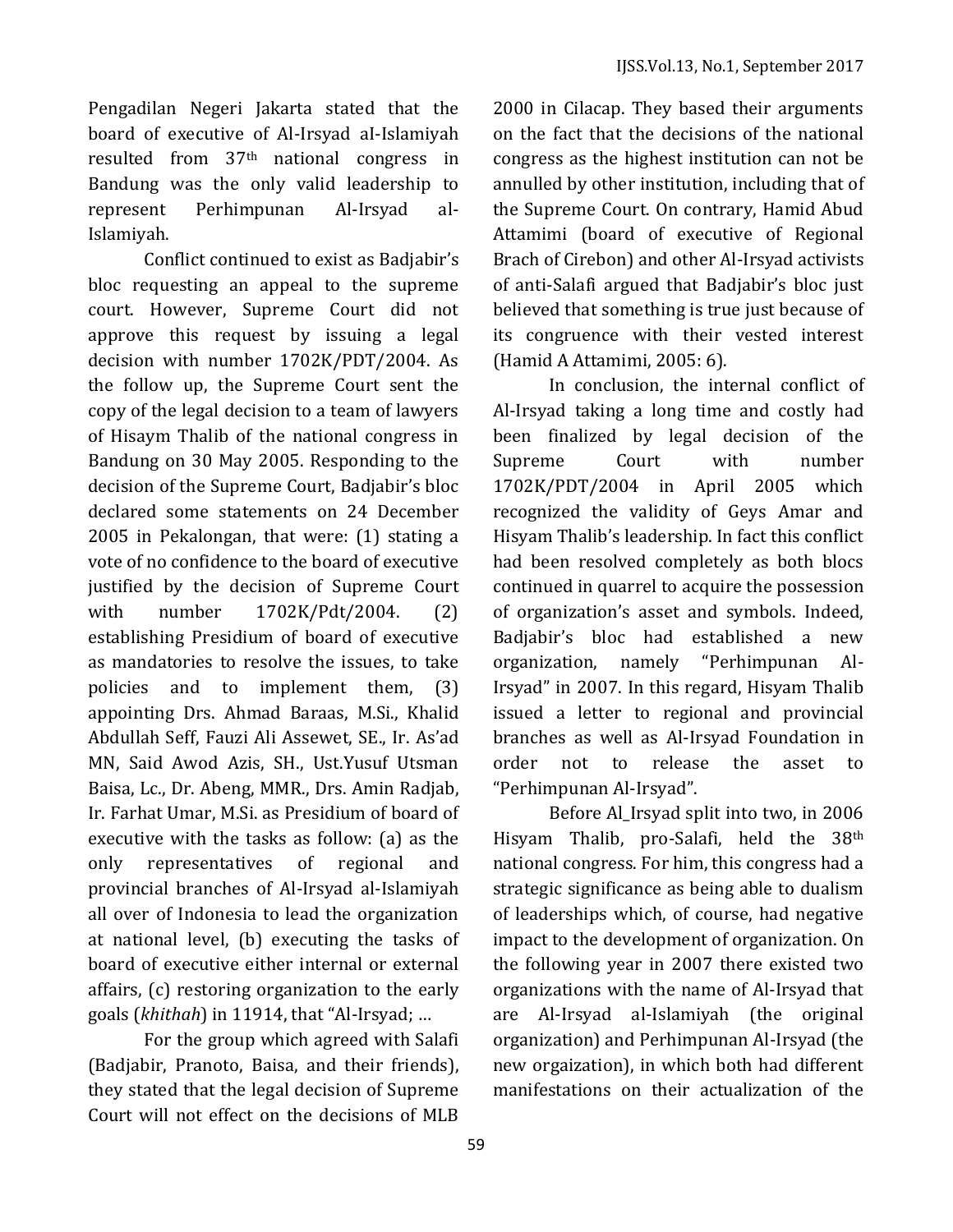Pengadilan Negeri Jakarta stated that the board of executive of Al-Irsyad aI-Islamiyah resulted from 37th national congress in Bandung was the only valid leadership to represent Perhimpunan Al-Irsyad al-Islamiyah.

Conflict continued to exist as Badjabir's bloc requesting an appeal to the supreme court. However, Supreme Court did not approve this request by issuing a legal decision with number 1702K/PDT/2004. As the follow up, the Supreme Court sent the copy of the legal decision to a team of lawyers of Hisaym Thalib of the national congress in Bandung on 30 May 2005. Responding to the decision of the Supreme Court, Badjabir's bloc declared some statements on 24 December 2005 in Pekalongan, that were: (1) stating a vote of no confidence to the board of executive justified by the decision of Supreme Court with number 1702K/Pdt/2004. (2) establishing Presidium of board of executive as mandatories to resolve the issues, to take policies and to implement them, (3) appointing Drs. Ahmad Baraas, M.Si., Khalid Abdullah Seff, Fauzi Ali Assewet, SE., Ir. As'ad MN, Said Awod Azis, SH., Ust.Yusuf Utsman Baisa, Lc., Dr. Abeng, MMR., Drs. Amin Radjab, Ir. Farhat Umar, M.Si. as Presidium of board of executive with the tasks as follow: (a) as the only representatives of regional and provincial branches of Al-Irsyad al-Islamiyah all over of Indonesia to lead the organization at national level, (b) executing the tasks of board of executive either internal or external affairs, (c) restoring organization to the early goals (*khithah*) in 11914, that "Al-Irsyad; …

For the group which agreed with Salafi (Badjabir, Pranoto, Baisa, and their friends), they stated that the legal decision of Supreme Court will not effect on the decisions of MLB 2000 in Cilacap. They based their arguments on the fact that the decisions of the national congress as the highest institution can not be annulled by other institution, including that of the Supreme Court. On contrary, Hamid Abud Attamimi (board of executive of Regional Brach of Cirebon) and other Al-Irsyad activists of anti-Salafi argued that Badjabir's bloc just believed that something is true just because of its congruence with their vested interest (Hamid A Attamimi, 2005: 6).

In conclusion, the internal conflict of Al-Irsyad taking a long time and costly had been finalized by legal decision of the Supreme Court with number 1702K/PDT/2004 in April 2005 which recognized the validity of Geys Amar and Hisyam Thalib's leadership. In fact this conflict had been resolved completely as both blocs continued in quarrel to acquire the possession of organization's asset and symbols. Indeed, Badjabir's bloc had established a new organization, namely "Perhimpunan Al-Irsyad" in 2007. In this regard, Hisyam Thalib issued a letter to regional and provincial branches as well as Al-Irsyad Foundation in order not to release the asset to "Perhimpunan Al-Irsyad".

Before Al_Irsyad split into two, in 2006 Hisyam Thalib, pro-Salafi, held the 38th national congress. For him, this congress had a strategic significance as being able to dualism of leaderships which, of course, had negative impact to the development of organization. On the following year in 2007 there existed two organizations with the name of Al-Irsyad that are Al-Irsyad al-Islamiyah (the original organization) and Perhimpunan Al-Irsyad (the new orgaization), in which both had different manifestations on their actualization of the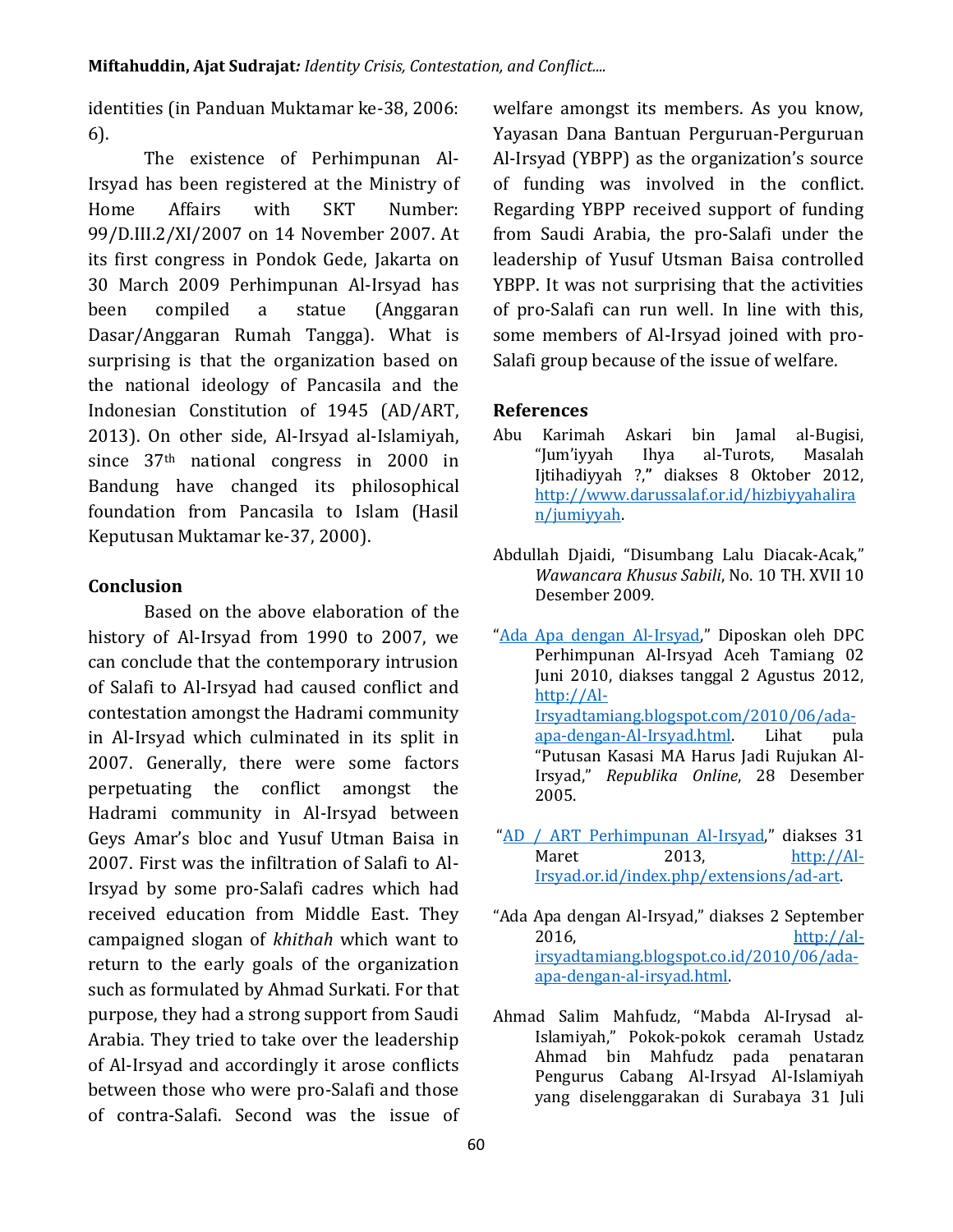identities (in Panduan Muktamar ke-38, 2006: 6).

The existence of Perhimpunan Al-Irsyad has been registered at the Ministry of Home Affairs with SKT Number: 99/D.III.2/XI/2007 on 14 November 2007. At its first congress in Pondok Gede, Jakarta on 30 March 2009 Perhimpunan Al-Irsyad has been compiled a statue (Anggaran Dasar/Anggaran Rumah Tangga). What is surprising is that the organization based on the national ideology of Pancasila and the Indonesian Constitution of 1945 (AD/ART, 2013). On other side, Al-Irsyad al-Islamiyah, since 37th national congress in 2000 in Bandung have changed its philosophical foundation from Pancasila to Islam (Hasil Keputusan Muktamar ke-37, 2000).

## Conclusion

Based on the above elaboration of the history of Al-Irsyad from 1990 to 2007, we can conclude that the contemporary intrusion of Salafi to Al-Irsyad had caused conflict and contestation amongst the Hadrami community in Al-Irsyad which culminated in its split in 2007. Generally, there were some factors perpetuating the conflict amongst the Hadrami community in Al-Irsyad between Geys Amar's bloc and Yusuf Utman Baisa in 2007. First was the infiltration of Salafi to Al-Irsyad by some pro-Salafi cadres which had received education from Middle East. They campaigned slogan of *khithah* which want to return to the early goals of the organization such as formulated by Ahmad Surkati. For that purpose, they had a strong support from Saudi Arabia. They tried to take over the leadership of Al-Irsyad and accordingly it arose conflicts between those who were pro-Salafi and those of contra-Salafi. Second was the issue of welfare amongst its members. As you know, Yayasan Dana Bantuan Perguruan-Perguruan Al-Irsyad (YBPP) as the organization's source of funding was involved in the conflict. Regarding YBPP received support of funding from Saudi Arabia, the pro-Salafi under the leadership of Yusuf Utsman Baisa controlled YBPP. It was not surprising that the activities of pro-Salafi can run well. In line with this, some members of Al-Irsyad joined with pro-Salafi group because of the issue of welfare.

## References

Abu Karimah Askari bin Jamal al-Bugisi, "Jum'iyyah Ihya al-Turots, Masalah Ijtihadiyyah ?," diakses 8 Oktober 2012, http://www.darussalaf.or.id/hizbiyyahaliran/jumiyyah.

Abdullah Djaidi, "Disumbang Lalu Diacak-Acak," *Wawancara Khusus Sabili*, No. 10 TH. XVII 10 Desember 2009.

"Ada Apa dengan Al-Irsyad," Diposkan oleh DPC Perhimpunan Al-Irsyad Aceh Tamiang 02 Juni 2010, diakses tanggal 2 Agustus 2012, http://Al-Irsyadtamiang.blogspot.com/2010/06/ada-apa-dengan-Al-Irsyad.html. Lihat pula "Putusan Kasasi MA Harus Jadi Rujukan Al-Irsyad," *Republika Online*, 28 Desember 2005.

"AD / ART Perhimpunan Al-Irsyad," diakses 31 Maret 2013, http://Al-Irsyad.or.id/index.php/extensions/ad-art.

"Ada Apa dengan Al-Irsyad," diakses 2 September 2016, http://al-irsyadtamiang.blogspot.co.id/2010/06/ada-apa-dengan-al-irsyad.html.

Ahmad Salim Mahfudz, "Mabda Al-Irysad al-Islamiyah," Pokok-pokok ceramah Ustadz Ahmad bin Mahfudz pada penataran Pengurus Cabang Al-Irsyad Al-Islamiyah yang diselenggarakan di Surabaya 31 Juli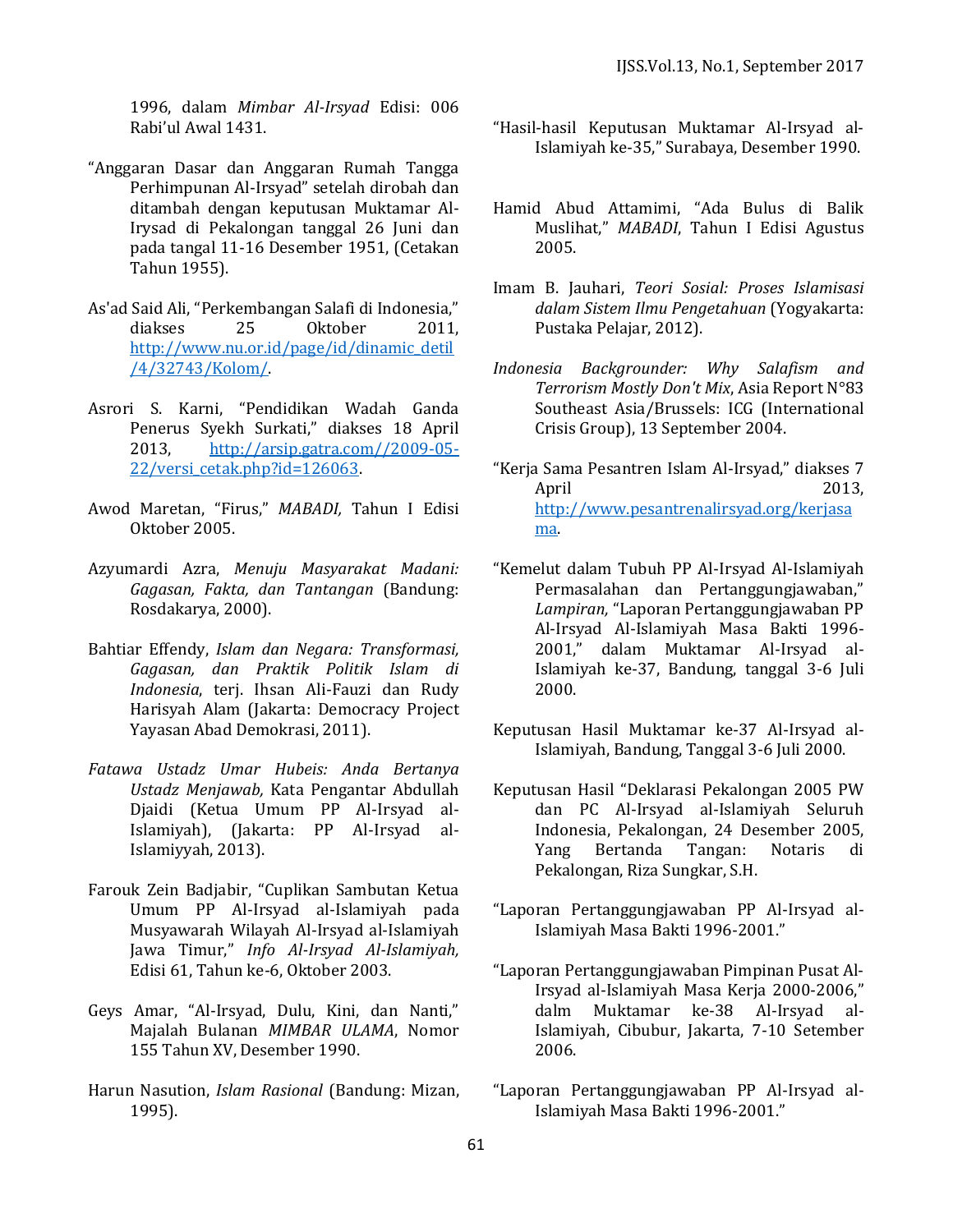1996, dalam *Mimbar Al-Irsyad* Edisi: 006 Rabi'ul Awal 1431.

"Anggaran Dasar dan Anggaran Rumah Tangga Perhimpunan Al-Irsyad" setelah dirobah dan ditambah dengan keputusan Muktamar Al-Irysad di Pekalongan tanggal 26 Juni dan pada tangal 11-16 Desember 1951, (Cetakan Tahun 1955).

As'ad Said Ali, "Perkembangan Salafi di Indonesia," diakses 25 Oktober 2011, http://www.nu.or.id/page/id/dinamic_detil/4/32743/Kolom/.

Asrori S. Karni, "Pendidikan Wadah Ganda Penerus Syekh Surkati," diakses 18 April 2013, http://arsip.gatra.com//2009-05-22/versi_cetak.php?id=126063.

Awod Maretan, "Firus," *MABADI,* Tahun I Edisi Oktober 2005.

Azyumardi Azra, *Menuju Masyarakat Madani: Gagasan, Fakta, dan Tantangan* (Bandung: Rosdakarya, 2000).

Bahtiar Effendy, *Islam dan Negara: Transformasi, Gagasan, dan Praktik Politik Islam di Indonesia*, terj. Ihsan Ali-Fauzi dan Rudy Harisyah Alam (Jakarta: Democracy Project Yayasan Abad Demokrasi, 2011).

*Fatawa Ustadz Umar Hubeis: Anda Bertanya Ustadz Menjawab,* Kata Pengantar Abdullah Djaidi (Ketua Umum PP Al-Irsyad al-Islamiyah), (Jakarta: PP Al-Irsyad al-Islamiyyah, 2013).

Farouk Zein Badjabir, "Cuplikan Sambutan Ketua Umum PP Al-Irsyad al-Islamiyah pada Musyawarah Wilayah Al-Irsyad al-Islamiyah Jawa Timur," *Info Al-Irsyad Al-Islamiyah,* Edisi 61, Tahun ke-6, Oktober 2003.

Geys Amar, "Al-Irsyad, Dulu, Kini, dan Nanti," Majalah Bulanan *MIMBAR ULAMA*, Nomor 155 Tahun XV, Desember 1990.

Harun Nasution, *Islam Rasional* (Bandung: Mizan, 1995).

"Hasil-hasil Keputusan Muktamar Al-Irsyad al-Islamiyah ke-35," Surabaya, Desember 1990.

Hamid Abud Attamimi, "Ada Bulus di Balik Muslihat," *MABADI*, Tahun I Edisi Agustus 2005.

Imam B. Jauhari, *Teori Sosial: Proses Islamisasi dalam Sistem Ilmu Pengetahuan* (Yogyakarta: Pustaka Pelajar, 2012).

*Indonesia Backgrounder: Why Salafism and Terrorism Mostly Don't Mix*, Asia Report N°83 Southeast Asia/Brussels: ICG (International Crisis Group), 13 September 2004.

"Kerja Sama Pesantren Islam Al-Irsyad," diakses 7 April 2013, http://www.pesantrenalirsyad.org/kerjasama.

"Kemelut dalam Tubuh PP Al-Irsyad Al-Islamiyah Permasalahan dan Pertanggungjawaban," *Lampiran,* "Laporan Pertanggungjawaban PP Al-Irsyad Al-Islamiyah Masa Bakti 1996-2001," dalam Muktamar Al-Irsyad al-Islamiyah ke-37, Bandung, tanggal 3-6 Juli 2000.

Keputusan Hasil Muktamar ke-37 Al-Irsyad al-Islamiyah, Bandung, Tanggal 3-6 Juli 2000.

Keputusan Hasil "Deklarasi Pekalongan 2005 PW dan PC Al-Irsyad al-Islamiyah Seluruh Indonesia, Pekalongan, 24 Desember 2005, Yang Bertanda Tangan: Notaris di Pekalongan, Riza Sungkar, S.H.

"Laporan Pertanggungjawaban PP Al-Irsyad al-Islamiyah Masa Bakti 1996-2001."

"Laporan Pertanggungjawaban Pimpinan Pusat Al-Irsyad al-Islamiyah Masa Kerja 2000-2006," dalm Muktamar ke-38 Al-Irsyad al-Islamiyah, Cibubur, Jakarta, 7-10 Setember 2006.

"Laporan Pertanggungjawaban PP Al-Irsyad al-Islamiyah Masa Bakti 1996-2001."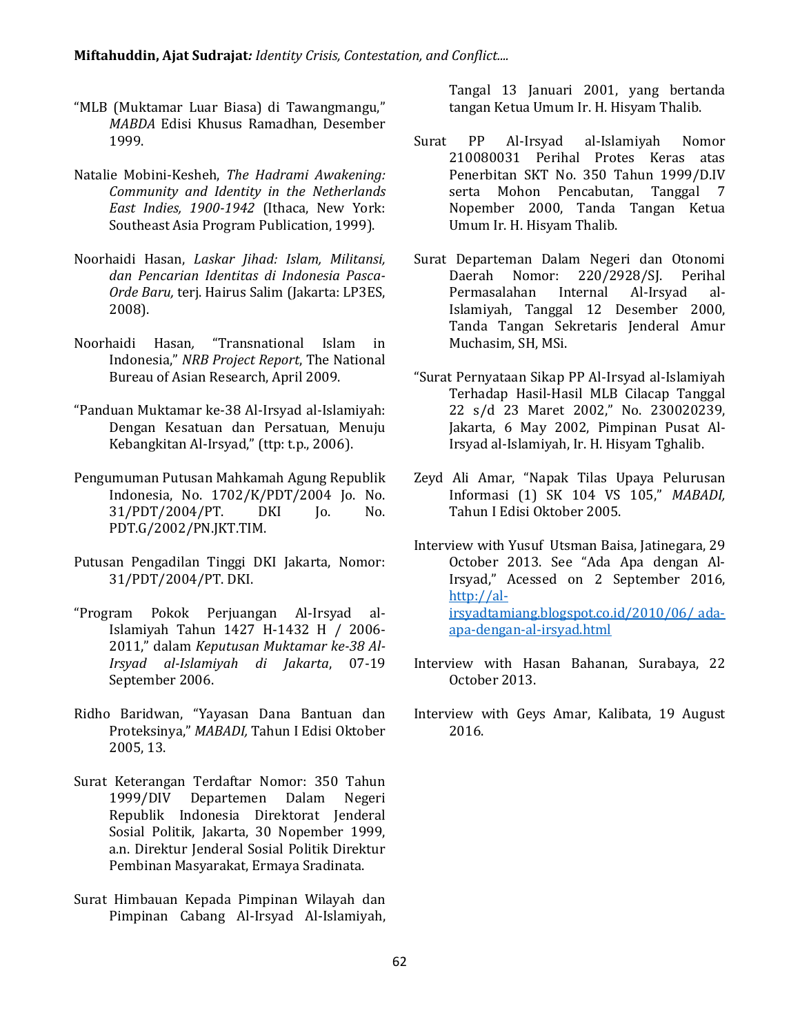“MLB (Muktamar Luar Biasa) di Tawangmangu,” *MABDA* Edisi Khusus Ramadhan, Desember 1999.

Natalie Mobini-Kesheh, *The Hadrami Awakening: Community and Identity in the Netherlands East Indies, 1900-1942* (Ithaca, New York: Southeast Asia Program Publication, 1999).

Noorhaidi Hasan, *Laskar Jihad: Islam, Militansi, dan Pencarian Identitas di Indonesia Pasca-Orde Baru,* terj. Hairus Salim (Jakarta: LP3ES, 2008).

Noorhaidi Hasan, “Transnational Islam in Indonesia,” *NRB Project Report*, The National Bureau of Asian Research, April 2009.

“Panduan Muktamar ke-38 Al-Irsyad al-Islamiyah: Dengan Kesatuan dan Persatuan, Menuju Kebangkitan Al-Irsyad,” (ttp: t.p., 2006).

Pengumuman Putusan Mahkamah Agung Republik Indonesia, No. 1702/K/PDT/2004 Jo. No. 31/PDT/2004/PT. DKI Jo. No. PDT.G/2002/PN.JKT.TIM.

Putusan Pengadilan Tinggi DKI Jakarta, Nomor: 31/PDT/2004/PT. DKI.

“Program Pokok Perjuangan Al-Irsyad al-Islamiyah Tahun 1427 H-1432 H / 2006-2011,” dalam *Keputusan Muktamar ke-38 Al-Irsyad al-Islamiyah di Jakarta*, 07-19 September 2006.

Ridho Baridwan, “Yayasan Dana Bantuan dan Proteksinya,” *MABADI,* Tahun I Edisi Oktober 2005, 13.

Surat Keterangan Terdaftar Nomor: 350 Tahun 1999/DIV Departemen Dalam Negeri Republik Indonesia Direktorat Jenderal Sosial Politik, Jakarta, 30 Nopember 1999, a.n. Direktur Jenderal Sosial Politik Direktur Pembinan Masyarakat, Ermaya Sradinata.

Surat Himbauan Kepada Pimpinan Wilayah dan Pimpinan Cabang Al-Irsyad Al-Islamiyah, Tangal 13 Januari 2001, yang bertanda tangan Ketua Umum Ir. H. Hisyam Thalib.

Surat PP Al-Irsyad al-Islamiyah Nomor 210080031 Perihal Protes Keras atas Penerbitan SKT No. 350 Tahun 1999/D.IV serta Mohon Pencabutan, Tanggal 7 Nopember 2000, Tanda Tangan Ketua Umum Ir. H. Hisyam Thalib.

Surat Departeman Dalam Negeri dan Otonomi Daerah Nomor: 220/2928/SJ. Perihal Permasalahan Internal Al-Irsyad al-Islamiyah, Tanggal 12 Desember 2000, Tanda Tangan Sekretaris Jenderal Amur Muchasim, SH, MSi.

“Surat Pernyataan Sikap PP Al-Irsyad al-Islamiyah Terhadap Hasil-Hasil MLB Cilacap Tanggal 22 s/d 23 Maret 2002,” No. 230020239, Jakarta, 6 May 2002, Pimpinan Pusat Al-Irsyad al-Islamiyah, Ir. H. Hisyam Tghalib.

Zeyd Ali Amar, “Napak Tilas Upaya Pelurusan Informasi (1) SK 104 VS 105,” *MABADI,* Tahun I Edisi Oktober 2005.

Interview with Yusuf Utsman Baisa, Jatinegara, 29 October 2013. See “Ada Apa dengan Al-Irsyad,” Acessed on 2 September 2016, http://al-irsyadtamiang.blogspot.co.id/2010/06/ ada-apa-dengan-al-irsyad.html

Interview with Hasan Bahanan, Surabaya, 22 October 2013.

Interview with Geys Amar, Kalibata, 19 August 2016.